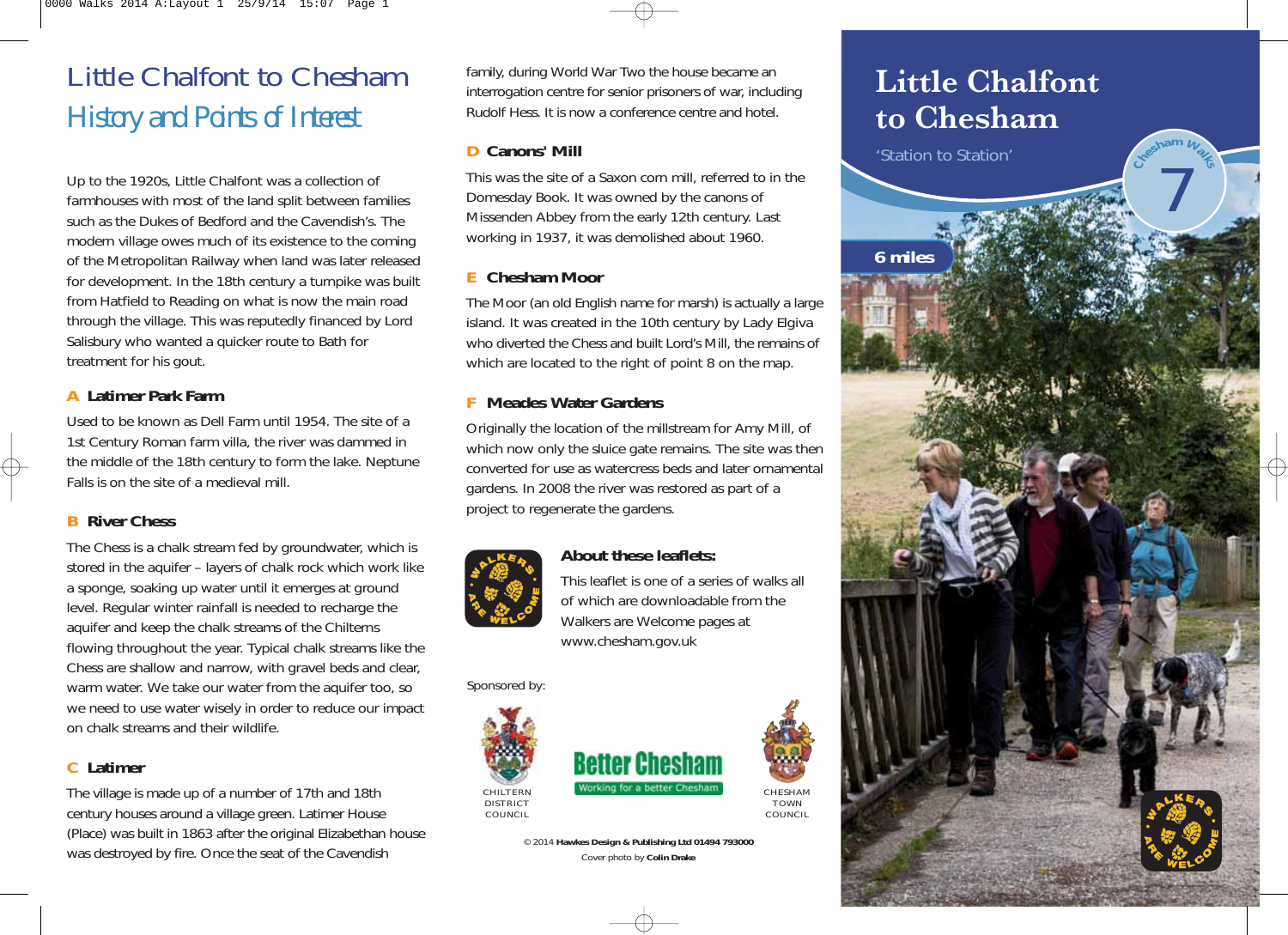# Little Chalfont to Chesham

## History and Points of Interest

Up to the 1920s, Little Chalfont was a collection of farmhouses with most of the land split between families such as the Dukes of Bedford and the Cavendish's. The modern village owes much of its existence to the coming of the Metropolitan Railway when land was later released for development. In the 18th century a turnpike was built from Hatfield to Reading on what is now the main road through the village. This was reputedly financed by Lord Salisbury who wanted a quicker route to Bath for treatment for his gout.

### A Latimer Park Farm

Used to be known as Dell Farm until 1954. The site of a 1st Century Roman farm villa, the river was dammed in the middle of the 18th century to form the lake. Neptune Falls is on the site of a medieval mill.

### B River Chess

The Chess is a chalk stream fed by groundwater, which is stored in the aquifer – layers of chalk rock which work like a sponge, soaking up water until it emerges at ground level. Regular winter rainfall is needed to recharge the aquifer and keep the chalk streams of the Chilterns flowing throughout the year. Typical chalk streams like the Chess are shallow and narrow, with gravel beds and clear, warm water. We take our water from the aquifer too, so we need to use water wisely in order to reduce our impact on chalk streams and their wildlife.

### C Latimer

The village is made up of a number of 17th and 18th century houses around a village green. Latimer House (Place) was built in 1863 after the original Elizabethan house was destroyed by fire. Once the seat of the Cavendish family, during World War Two the house became an interrogation centre for senior prisoners of war, including Rudolf Hess. It is now a conference centre and hotel.

### D Canons' Mill

This was the site of a Saxon corn mill, referred to in the Domesday Book. It was owned by the canons of Missenden Abbey from the early 12th century. Last working in 1937, it was demolished about 1960.

### E Chesham Moor

The Moor (an old English name for marsh) is actually a large island. It was created in the 10th century by Lady Elgiva who diverted the Chess and built Lord's Mill, the remains of which are located to the right of point 8 on the map.

### F Meades Water Gardens

Originally the location of the millstream for Amy Mill, of which now only the sluice gate remains. The site was then converted for use as watercress beds and later ornamental gardens. In 2008 the river was restored as part of a project to regenerate the gardens.

### About these leaflets:

This leaflet is one of a series of walks all of which are downloadable from the Walkers are Welcome pages at www.chesham.gov.uk

Sponsored by:

CHILTERN DISTRICT COUNCIL

Better Chesham – Working for a better Chesham

CHESHAM TOWN COUNCIL

© 2014 **Hawkes Design & Publishing Ltd 01494 793000**

Cover photo by **Colin Drake**

# Little Chalfont to Chesham

'Station to Station'

Chesham Walks 7

**6 miles**

Walkers Are Welcome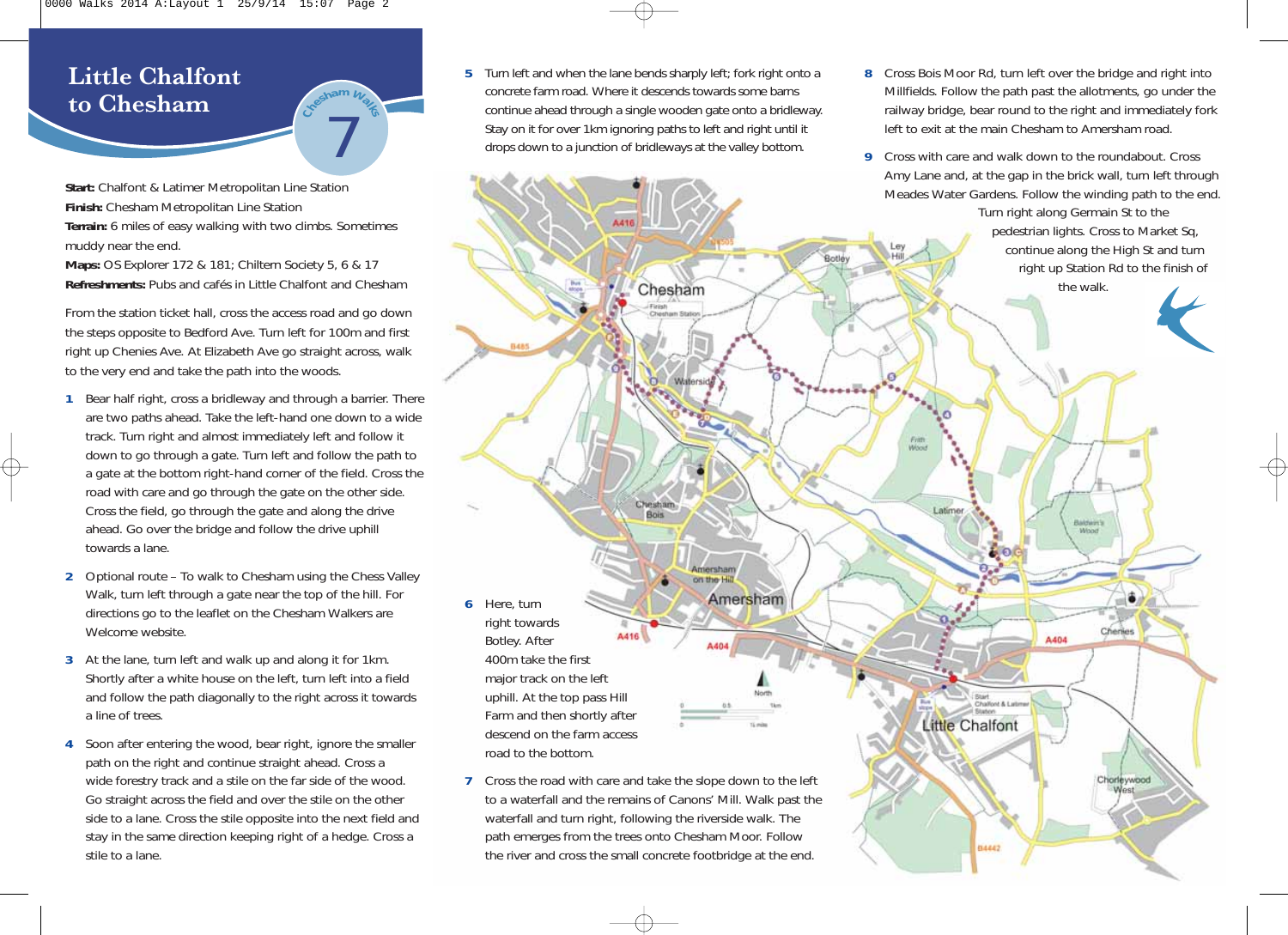# Little Chalfont to Chesham

Chesham Walks 7

**Start:** Chalfont & Latimer Metropolitan Line Station
**Finish:** Chesham Metropolitan Line Station
**Terrain:** 6 miles of easy walking with two climbs. Sometimes muddy near the end.
**Maps:** OS Explorer 172 & 181; Chiltern Society 5, 6 & 17
**Refreshments:** Pubs and cafés in Little Chalfont and Chesham

From the station ticket hall, cross the access road and go down the steps opposite to Bedford Ave. Turn left for 100m and first right up Chenies Ave. At Elizabeth Ave go straight across, walk to the very end and take the path into the woods.

1. Bear half right, cross a bridleway and through a barrier. There are two paths ahead. Take the left-hand one down to a wide track. Turn right and almost immediately left and follow it down to go through a gate. Turn left and follow the path to a gate at the bottom right-hand corner of the field. Cross the road with care and go through the gate on the other side. Cross the field, go through the gate and along the drive ahead. Go over the bridge and follow the drive uphill towards a lane.
2. Optional route – To walk to Chesham using the Chess Valley Walk, turn left through a gate near the top of the hill. For directions go to the leaflet on the Chesham Walkers are Welcome website.
3. At the lane, turn left and walk up and along it for 1km. Shortly after a white house on the left, turn left into a field and follow the path diagonally to the right across it towards a line of trees.
4. Soon after entering the wood, bear right, ignore the smaller path on the right and continue straight ahead. Cross a wide forestry track and a stile on the far side of the wood. Go straight across the field and over the stile on the other side to a lane. Cross the stile opposite into the next field and stay in the same direction keeping right of a hedge. Cross a stile to a lane.
5. Turn left and when the lane bends sharply left; fork right onto a concrete farm road. Where it descends towards some barns continue ahead through a single wooden gate onto a bridleway. Stay on it for over 1km ignoring paths to left and right until it drops down to a junction of bridleways at the valley bottom.
6. Here, turn right towards Botley. After 400m take the first major track on the left uphill. At the top pass Hill Farm and then shortly after descend on the farm access road to the bottom.
7. Cross the road with care and take the slope down to the left to a waterfall and the remains of Canons' Mill. Walk past the waterfall and turn right, following the riverside walk. The path emerges from the trees onto Chesham Moor. Follow the river and cross the small concrete footbridge at the end.
8. Cross Bois Moor Rd, turn left over the bridge and right into Millfields. Follow the path past the allotments, go under the railway bridge, bear round to the right and immediately fork left to exit at the main Chesham to Amersham road.
9. Cross with care and walk down to the roundabout. Cross Amy Lane and, at the gap in the brick wall, turn left through Meades Water Gardens. Follow the winding path to the end. Turn right along Germain St to the pedestrian lights. Cross to Market Sq, continue along the High St and turn right up Station Rd to the finish of the walk.

Chesham
Finish Chesham Station
Waterside
Botley
Ley Hill
Frith Wood
Latimer
Baldwin's Wood
Chesham Bois
Amersham on the Hill
Amersham
Chenies
Little Chalfont
Start Chalfont & Latimer Station
Chorleywood West
Bus stops
A416
B4505
B485
A404
B4442
North
0 0.5 1km
0 ½ mile